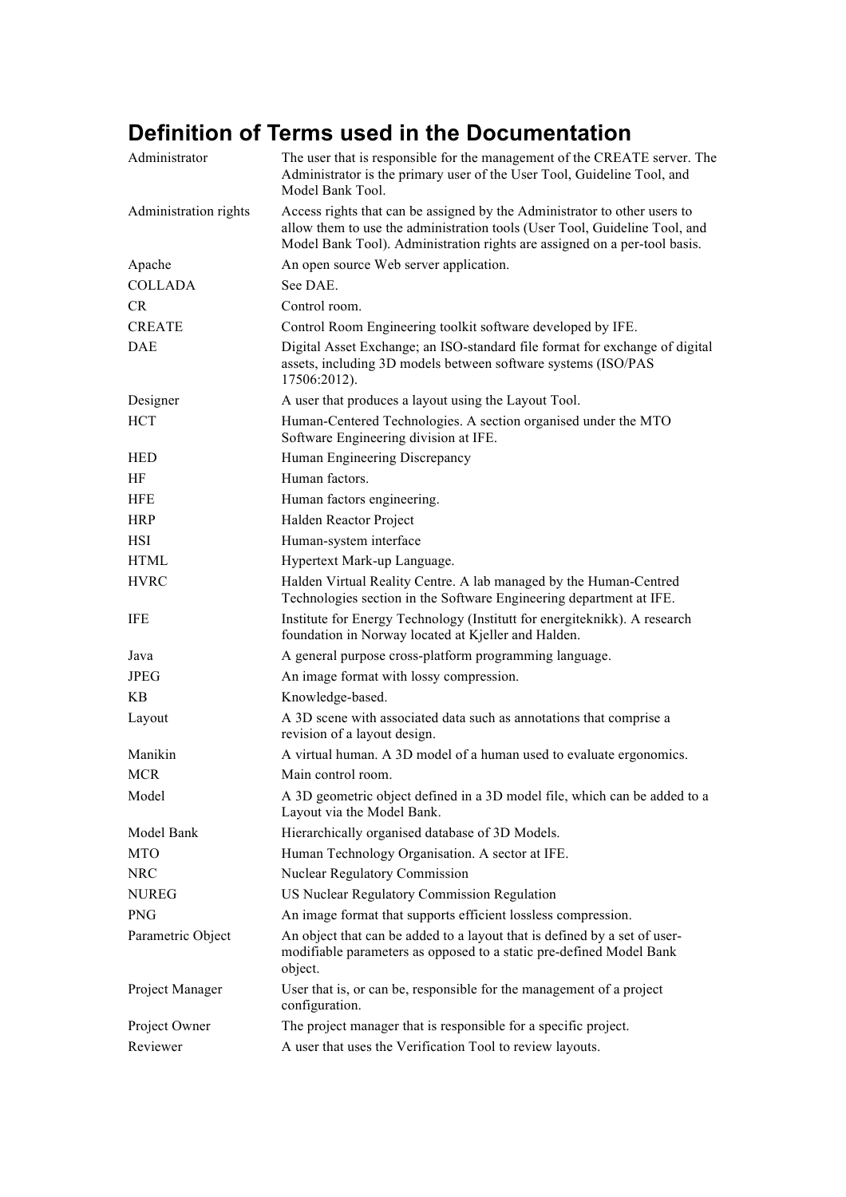# Definition of Terms used in the Documentation

| Term | Definition |
|---|---|
| Administrator | The user that is responsible for the management of the CREATE server. The Administrator is the primary user of the User Tool, Guideline Tool, and Model Bank Tool. |
| Administration rights | Access rights that can be assigned by the Administrator to other users to allow them to use the administration tools (User Tool, Guideline Tool, and Model Bank Tool). Administration rights are assigned on a per-tool basis. |
| Apache | An open source Web server application. |
| COLLADA | See DAE. |
| CR | Control room. |
| CREATE | Control Room Engineering toolkit software developed by IFE. |
| DAE | Digital Asset Exchange; an ISO-standard file format for exchange of digital assets, including 3D models between software systems (ISO/PAS 17506:2012). |
| Designer | A user that produces a layout using the Layout Tool. |
| HCT | Human-Centered Technologies. A section organised under the MTO Software Engineering division at IFE. |
| HED | Human Engineering Discrepancy |
| HF | Human factors. |
| HFE | Human factors engineering. |
| HRP | Halden Reactor Project |
| HSI | Human-system interface |
| HTML | Hypertext Mark-up Language. |
| HVRC | Halden Virtual Reality Centre. A lab managed by the Human-Centred Technologies section in the Software Engineering department at IFE. |
| IFE | Institute for Energy Technology (Institutt for energiteknikk). A research foundation in Norway located at Kjeller and Halden. |
| Java | A general purpose cross-platform programming language. |
| JPEG | An image format with lossy compression. |
| KB | Knowledge-based. |
| Layout | A 3D scene with associated data such as annotations that comprise a revision of a layout design. |
| Manikin | A virtual human. A 3D model of a human used to evaluate ergonomics. |
| MCR | Main control room. |
| Model | A 3D geometric object defined in a 3D model file, which can be added to a Layout via the Model Bank. |
| Model Bank | Hierarchically organised database of 3D Models. |
| MTO | Human Technology Organisation. A sector at IFE. |
| NRC | Nuclear Regulatory Commission |
| NUREG | US Nuclear Regulatory Commission Regulation |
| PNG | An image format that supports efficient lossless compression. |
| Parametric Object | An object that can be added to a layout that is defined by a set of user-modifiable parameters as opposed to a static pre-defined Model Bank object. |
| Project Manager | User that is, or can be, responsible for the management of a project configuration. |
| Project Owner | The project manager that is responsible for a specific project. |
| Reviewer | A user that uses the Verification Tool to review layouts. |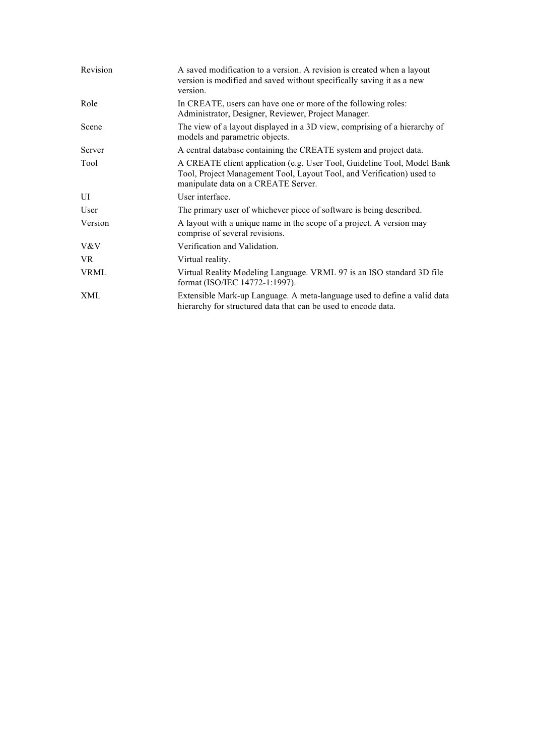| | |
|---|---|
| Revision | A saved modification to a version. A revision is created when a layout version is modified and saved without specifically saving it as a new version. |
| Role | In CREATE, users can have one or more of the following roles: Administrator, Designer, Reviewer, Project Manager. |
| Scene | The view of a layout displayed in a 3D view, comprising of a hierarchy of models and parametric objects. |
| Server | A central database containing the CREATE system and project data. |
| Tool | A CREATE client application (e.g. User Tool, Guideline Tool, Model Bank Tool, Project Management Tool, Layout Tool, and Verification) used to manipulate data on a CREATE Server. |
| UI | User interface. |
| User | The primary user of whichever piece of software is being described. |
| Version | A layout with a unique name in the scope of a project. A version may comprise of several revisions. |
| V&V | Verification and Validation. |
| VR | Virtual reality. |
| VRML | Virtual Reality Modeling Language. VRML 97 is an ISO standard 3D file format (ISO/IEC 14772-1:1997). |
| XML | Extensible Mark-up Language. A meta-language used to define a valid data hierarchy for structured data that can be used to encode data. |